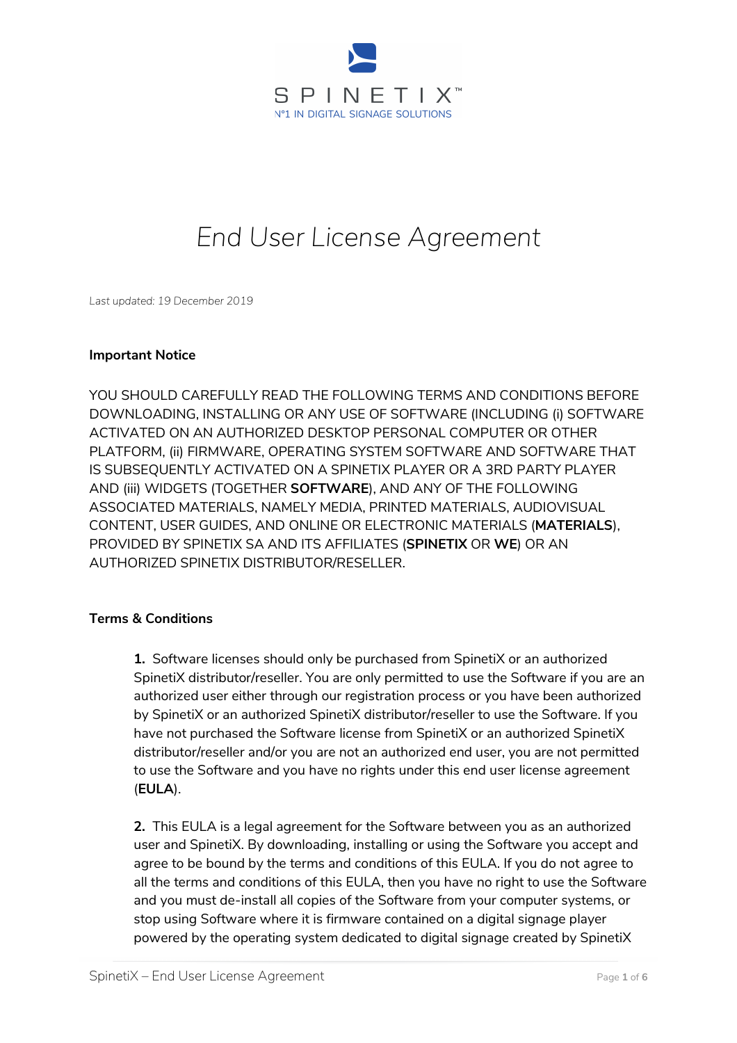SPINETIX™

N°1 IN DIGITAL SIGNAGE SOLUTIONS

# *End User License Agreement*

*Last updated: 19 December 2019*

**Important Notice**

YOU SHOULD CAREFULLY READ THE FOLLOWING TERMS AND CONDITIONS BEFORE DOWNLOADING, INSTALLING OR ANY USE OF SOFTWARE (INCLUDING (i) SOFTWARE ACTIVATED ON AN AUTHORIZED DESKTOP PERSONAL COMPUTER OR OTHER PLATFORM, (ii) FIRMWARE, OPERATING SYSTEM SOFTWARE AND SOFTWARE THAT IS SUBSEQUENTLY ACTIVATED ON A SPINETIX PLAYER OR A 3RD PARTY PLAYER AND (iii) WIDGETS (TOGETHER **SOFTWARE**), AND ANY OF THE FOLLOWING ASSOCIATED MATERIALS, NAMELY MEDIA, PRINTED MATERIALS, AUDIOVISUAL CONTENT, USER GUIDES, AND ONLINE OR ELECTRONIC MATERIALS (**MATERIALS**), PROVIDED BY SPINETIX SA AND ITS AFFILIATES (**SPINETIX** OR **WE**) OR AN AUTHORIZED SPINETIX DISTRIBUTOR/RESELLER.

**Terms & Conditions**

**1.** Software licenses should only be purchased from SpinetiX or an authorized SpinetiX distributor/reseller. You are only permitted to use the Software if you are an authorized user either through our registration process or you have been authorized by SpinetiX or an authorized SpinetiX distributor/reseller to use the Software. If you have not purchased the Software license from SpinetiX or an authorized SpinetiX distributor/reseller and/or you are not an authorized end user, you are not permitted to use the Software and you have no rights under this end user license agreement (**EULA**).

**2.** This EULA is a legal agreement for the Software between you as an authorized user and SpinetiX. By downloading, installing or using the Software you accept and agree to be bound by the terms and conditions of this EULA. If you do not agree to all the terms and conditions of this EULA, then you have no right to use the Software and you must de-install all copies of the Software from your computer systems, or stop using Software where it is firmware contained on a digital signage player powered by the operating system dedicated to digital signage created by SpinetiX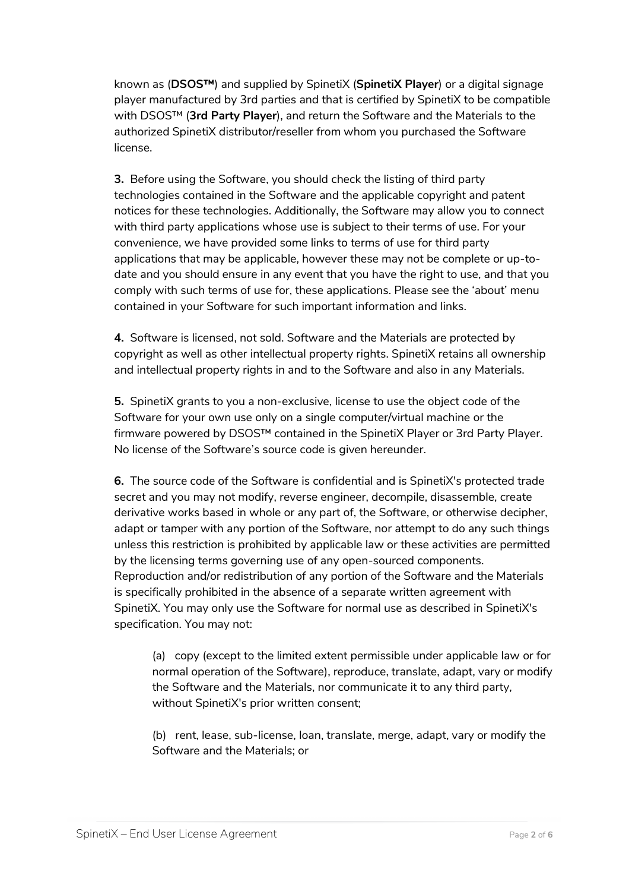known as (**DSOS™**) and supplied by SpinetiX (**SpinetiX Player**) or a digital signage player manufactured by 3rd parties and that is certified by SpinetiX to be compatible with DSOS™ (**3rd Party Player**), and return the Software and the Materials to the authorized SpinetiX distributor/reseller from whom you purchased the Software license.

**3.** Before using the Software, you should check the listing of third party technologies contained in the Software and the applicable copyright and patent notices for these technologies. Additionally, the Software may allow you to connect with third party applications whose use is subject to their terms of use. For your convenience, we have provided some links to terms of use for third party applications that may be applicable, however these may not be complete or up-to-date and you should ensure in any event that you have the right to use, and that you comply with such terms of use for, these applications. Please see the 'about' menu contained in your Software for such important information and links.

**4.** Software is licensed, not sold. Software and the Materials are protected by copyright as well as other intellectual property rights. SpinetiX retains all ownership and intellectual property rights in and to the Software and also in any Materials.

**5.** SpinetiX grants to you a non-exclusive, license to use the object code of the Software for your own use only on a single computer/virtual machine or the firmware powered by DSOS™ contained in the SpinetiX Player or 3rd Party Player. No license of the Software's source code is given hereunder.

**6.** The source code of the Software is confidential and is SpinetiX's protected trade secret and you may not modify, reverse engineer, decompile, disassemble, create derivative works based in whole or any part of, the Software, or otherwise decipher, adapt or tamper with any portion of the Software, nor attempt to do any such things unless this restriction is prohibited by applicable law or these activities are permitted by the licensing terms governing use of any open-sourced components. Reproduction and/or redistribution of any portion of the Software and the Materials is specifically prohibited in the absence of a separate written agreement with SpinetiX. You may only use the Software for normal use as described in SpinetiX's specification. You may not:

(a) copy (except to the limited extent permissible under applicable law or for normal operation of the Software), reproduce, translate, adapt, vary or modify the Software and the Materials, nor communicate it to any third party, without SpinetiX's prior written consent;

(b) rent, lease, sub-license, loan, translate, merge, adapt, vary or modify the Software and the Materials; or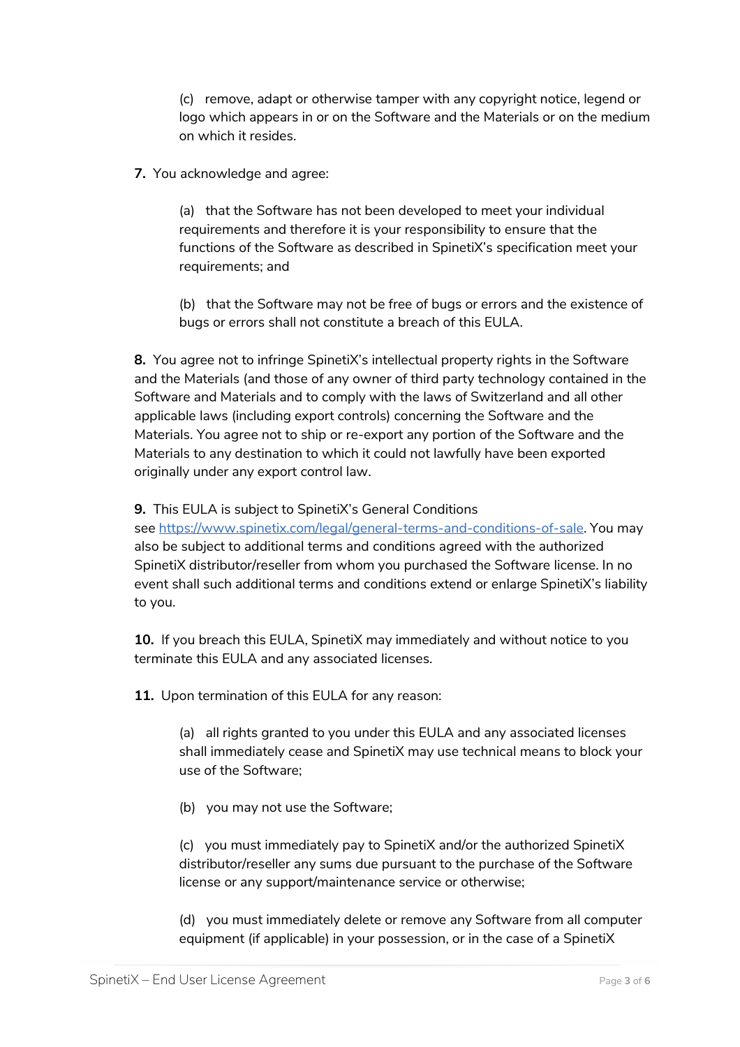(c) remove, adapt or otherwise tamper with any copyright notice, legend or logo which appears in or on the Software and the Materials or on the medium on which it resides.

**7.** You acknowledge and agree:

(a) that the Software has not been developed to meet your individual requirements and therefore it is your responsibility to ensure that the functions of the Software as described in SpinetiX's specification meet your requirements; and

(b) that the Software may not be free of bugs or errors and the existence of bugs or errors shall not constitute a breach of this EULA.

**8.** You agree not to infringe SpinetiX's intellectual property rights in the Software and the Materials (and those of any owner of third party technology contained in the Software and Materials and to comply with the laws of Switzerland and all other applicable laws (including export controls) concerning the Software and the Materials. You agree not to ship or re-export any portion of the Software and the Materials to any destination to which it could not lawfully have been exported originally under any export control law.

**9.** This EULA is subject to SpinetiX's General Conditions see [https://www.spinetix.com/legal/general-terms-and-conditions-of-sale](https://www.spinetix.com/legal/general-terms-and-conditions-of-sale). You may also be subject to additional terms and conditions agreed with the authorized SpinetiX distributor/reseller from whom you purchased the Software license. In no event shall such additional terms and conditions extend or enlarge SpinetiX's liability to you.

**10.** If you breach this EULA, SpinetiX may immediately and without notice to you terminate this EULA and any associated licenses.

**11.** Upon termination of this EULA for any reason:

(a) all rights granted to you under this EULA and any associated licenses shall immediately cease and SpinetiX may use technical means to block your use of the Software;

(b) you may not use the Software;

(c) you must immediately pay to SpinetiX and/or the authorized SpinetiX distributor/reseller any sums due pursuant to the purchase of the Software license or any support/maintenance service or otherwise;

(d) you must immediately delete or remove any Software from all computer equipment (if applicable) in your possession, or in the case of a SpinetiX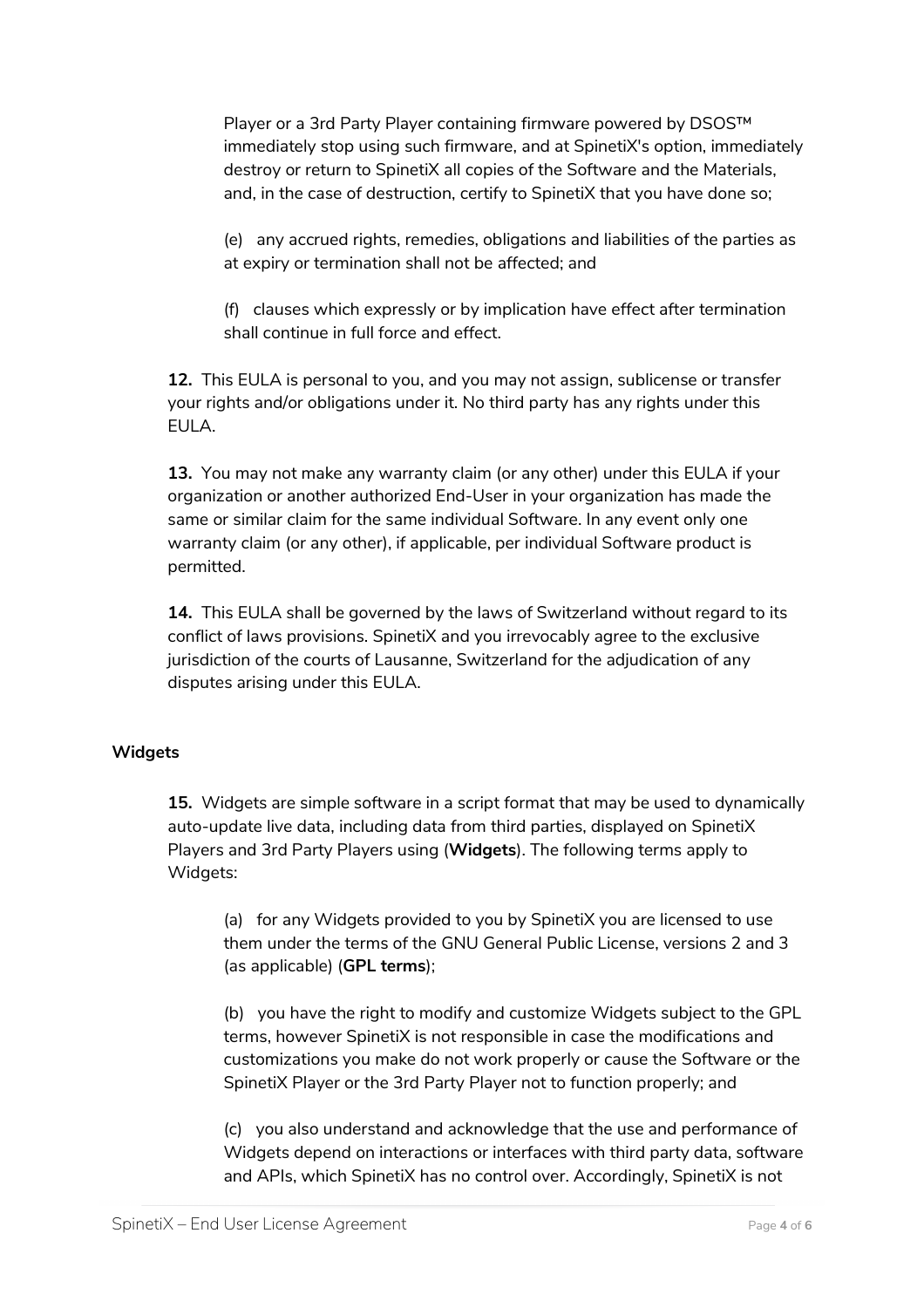Player or a 3rd Party Player containing firmware powered by DSOS™ immediately stop using such firmware, and at SpinetiX's option, immediately destroy or return to SpinetiX all copies of the Software and the Materials, and, in the case of destruction, certify to SpinetiX that you have done so;

(e) any accrued rights, remedies, obligations and liabilities of the parties as at expiry or termination shall not be affected; and

(f) clauses which expressly or by implication have effect after termination shall continue in full force and effect.

**12.** This EULA is personal to you, and you may not assign, sublicense or transfer your rights and/or obligations under it. No third party has any rights under this EULA.

**13.** You may not make any warranty claim (or any other) under this EULA if your organization or another authorized End-User in your organization has made the same or similar claim for the same individual Software. In any event only one warranty claim (or any other), if applicable, per individual Software product is permitted.

**14.** This EULA shall be governed by the laws of Switzerland without regard to its conflict of laws provisions. SpinetiX and you irrevocably agree to the exclusive jurisdiction of the courts of Lausanne, Switzerland for the adjudication of any disputes arising under this EULA.

**Widgets**

**15.** Widgets are simple software in a script format that may be used to dynamically auto-update live data, including data from third parties, displayed on SpinetiX Players and 3rd Party Players using (**Widgets**). The following terms apply to Widgets:

(a) for any Widgets provided to you by SpinetiX you are licensed to use them under the terms of the GNU General Public License, versions 2 and 3 (as applicable) (**GPL terms**);

(b) you have the right to modify and customize Widgets subject to the GPL terms, however SpinetiX is not responsible in case the modifications and customizations you make do not work properly or cause the Software or the SpinetiX Player or the 3rd Party Player not to function properly; and

(c) you also understand and acknowledge that the use and performance of Widgets depend on interactions or interfaces with third party data, software and APIs, which SpinetiX has no control over. Accordingly, SpinetiX is not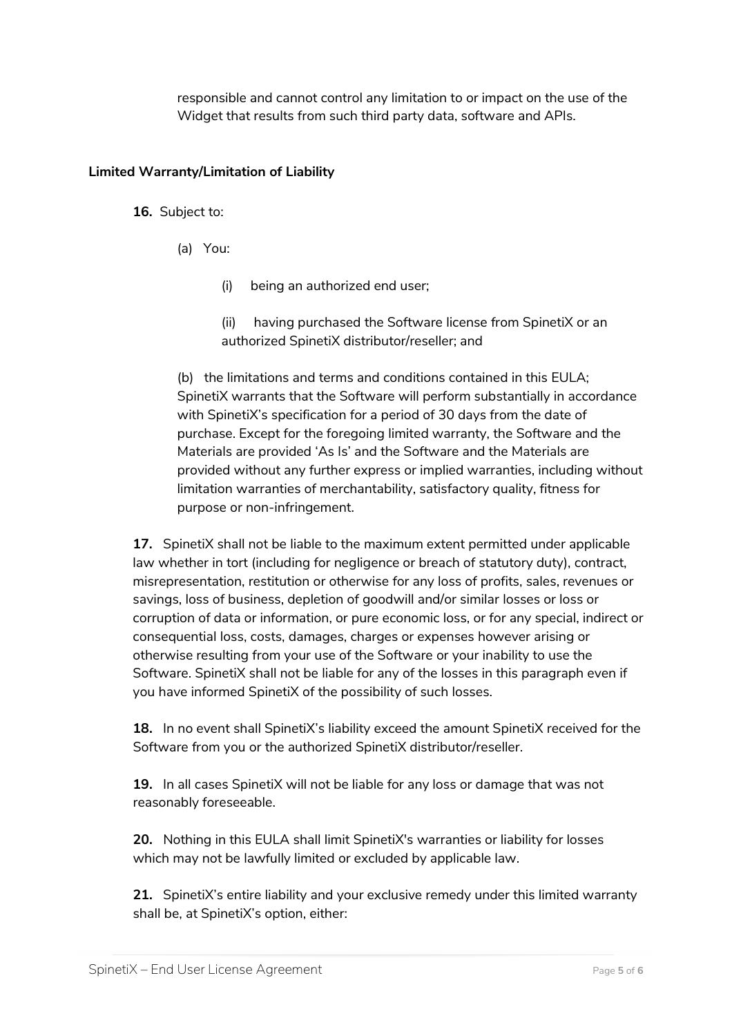responsible and cannot control any limitation to or impact on the use of the Widget that results from such third party data, software and APIs.

**Limited Warranty/Limitation of Liability**

**16.** Subject to:

(a) You:

(i) being an authorized end user;

(ii) having purchased the Software license from SpinetiX or an authorized SpinetiX distributor/reseller; and

(b) the limitations and terms and conditions contained in this EULA; SpinetiX warrants that the Software will perform substantially in accordance with SpinetiX's specification for a period of 30 days from the date of purchase. Except for the foregoing limited warranty, the Software and the Materials are provided 'As Is' and the Software and the Materials are provided without any further express or implied warranties, including without limitation warranties of merchantability, satisfactory quality, fitness for purpose or non-infringement.

**17.** SpinetiX shall not be liable to the maximum extent permitted under applicable law whether in tort (including for negligence or breach of statutory duty), contract, misrepresentation, restitution or otherwise for any loss of profits, sales, revenues or savings, loss of business, depletion of goodwill and/or similar losses or loss or corruption of data or information, or pure economic loss, or for any special, indirect or consequential loss, costs, damages, charges or expenses however arising or otherwise resulting from your use of the Software or your inability to use the Software. SpinetiX shall not be liable for any of the losses in this paragraph even if you have informed SpinetiX of the possibility of such losses.

**18.** In no event shall SpinetiX's liability exceed the amount SpinetiX received for the Software from you or the authorized SpinetiX distributor/reseller.

**19.** In all cases SpinetiX will not be liable for any loss or damage that was not reasonably foreseeable.

**20.** Nothing in this EULA shall limit SpinetiX's warranties or liability for losses which may not be lawfully limited or excluded by applicable law.

**21.** SpinetiX's entire liability and your exclusive remedy under this limited warranty shall be, at SpinetiX's option, either: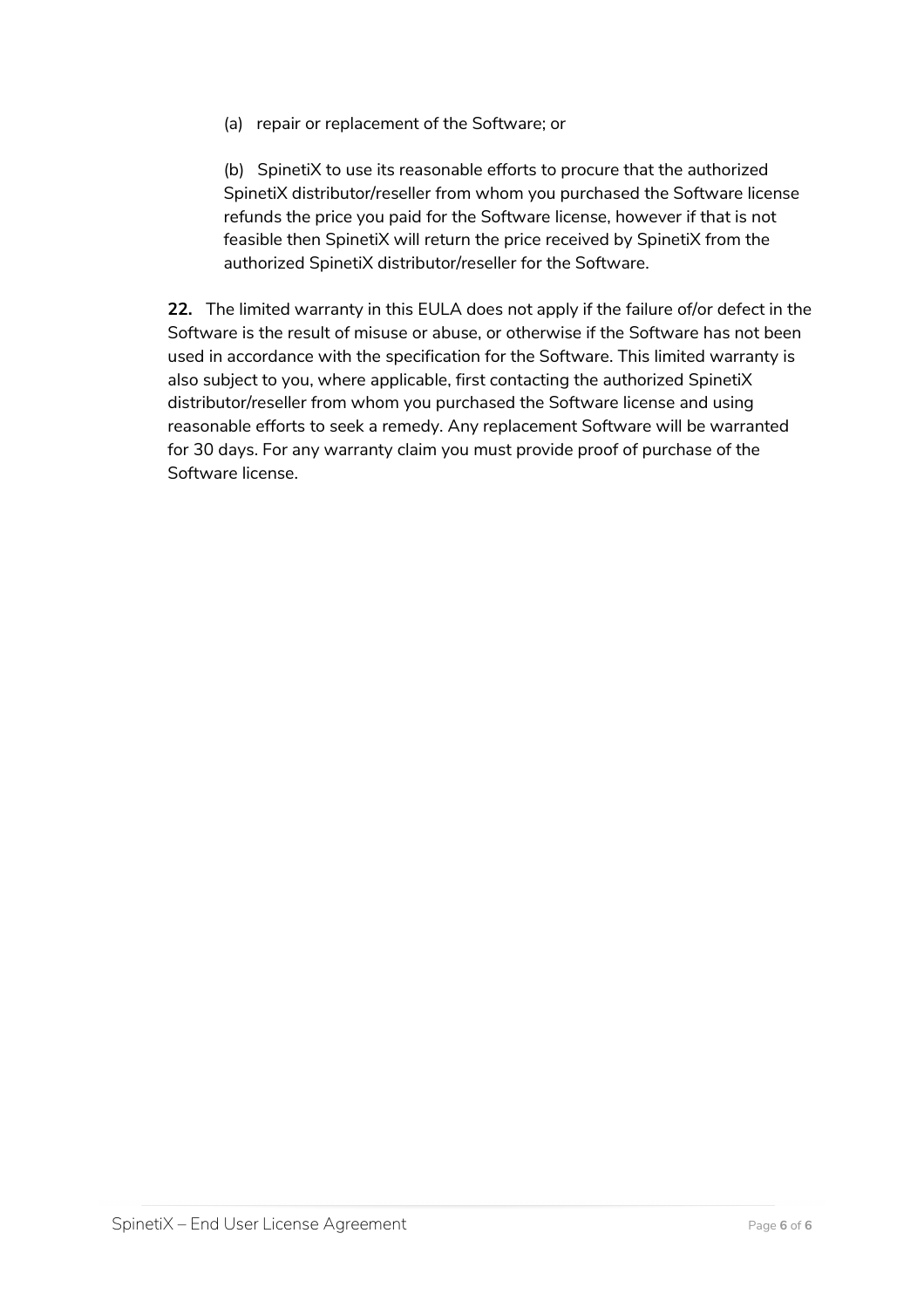(a) repair or replacement of the Software; or

(b) SpinetiX to use its reasonable efforts to procure that the authorized SpinetiX distributor/reseller from whom you purchased the Software license refunds the price you paid for the Software license, however if that is not feasible then SpinetiX will return the price received by SpinetiX from the authorized SpinetiX distributor/reseller for the Software.

**22.** The limited warranty in this EULA does not apply if the failure of/or defect in the Software is the result of misuse or abuse, or otherwise if the Software has not been used in accordance with the specification for the Software. This limited warranty is also subject to you, where applicable, first contacting the authorized SpinetiX distributor/reseller from whom you purchased the Software license and using reasonable efforts to seek a remedy. Any replacement Software will be warranted for 30 days. For any warranty claim you must provide proof of purchase of the Software license.